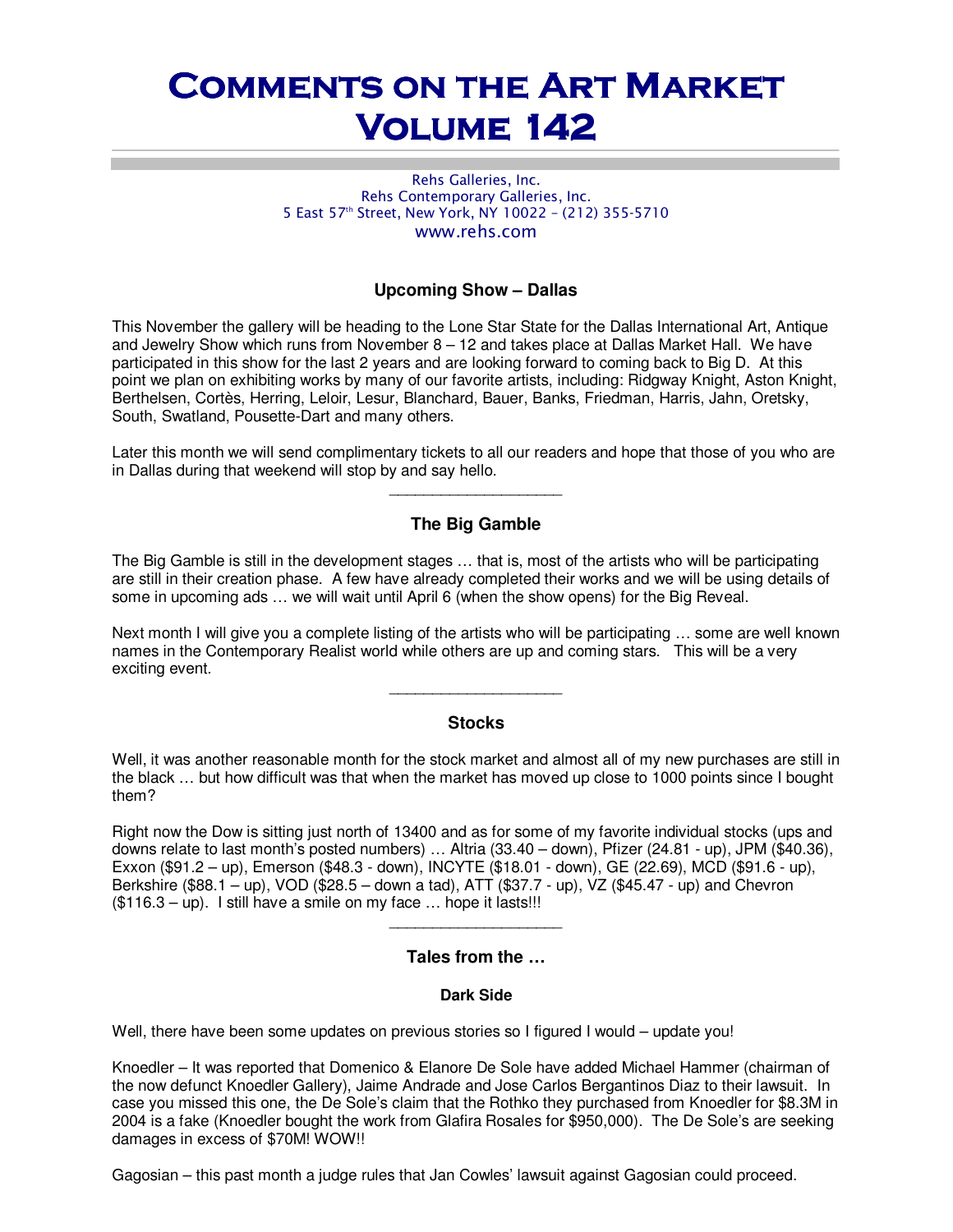# Comments on the Art Market Volume 142

Rehs Galleries, Inc.
Rehs Contemporary Galleries, Inc.
5 East 57th Street, New York, NY 10022 – (212) 355-5710
www.rehs.com

### Upcoming Show – Dallas

This November the gallery will be heading to the Lone Star State for the Dallas International Art, Antique and Jewelry Show which runs from November 8 – 12 and takes place at Dallas Market Hall. We have participated in this show for the last 2 years and are looking forward to coming back to Big D. At this point we plan on exhibiting works by many of our favorite artists, including: Ridgway Knight, Aston Knight, Berthelsen, Cortès, Herring, Leloir, Lesur, Blanchard, Bauer, Banks, Friedman, Harris, Jahn, Oretsky, South, Swatland, Pousette-Dart and many others.

Later this month we will send complimentary tickets to all our readers and hope that those of you who are in Dallas during that weekend will stop by and say hello.

___________________

### The Big Gamble

The Big Gamble is still in the development stages … that is, most of the artists who will be participating are still in their creation phase. A few have already completed their works and we will be using details of some in upcoming ads … we will wait until April 6 (when the show opens) for the Big Reveal.

Next month I will give you a complete listing of the artists who will be participating … some are well known names in the Contemporary Realist world while others are up and coming stars. This will be a very exciting event.

___________________

### Stocks

Well, it was another reasonable month for the stock market and almost all of my new purchases are still in the black … but how difficult was that when the market has moved up close to 1000 points since I bought them?

Right now the Dow is sitting just north of 13400 and as for some of my favorite individual stocks (ups and downs relate to last month's posted numbers) … Altria (33.40 – down), Pfizer (24.81 - up), JPM ($40.36), Exxon ($91.2 – up), Emerson ($48.3 - down), INCYTE ($18.01 - down), GE (22.69), MCD ($91.6 - up), Berkshire ($88.1 – up), VOD ($28.5 – down a tad), ATT ($37.7 - up), VZ ($45.47 - up) and Chevron ($116.3 – up). I still have a smile on my face … hope it lasts!!!

___________________

### Tales from the …

#### Dark Side

Well, there have been some updates on previous stories so I figured I would – update you!

Knoedler – It was reported that Domenico & Elanore De Sole have added Michael Hammer (chairman of the now defunct Knoedler Gallery), Jaime Andrade and Jose Carlos Bergantinos Diaz to their lawsuit. In case you missed this one, the De Sole's claim that the Rothko they purchased from Knoedler for $8.3M in 2004 is a fake (Knoedler bought the work from Glafira Rosales for $950,000). The De Sole's are seeking damages in excess of $70M! WOW!!

Gagosian – this past month a judge rules that Jan Cowles' lawsuit against Gagosian could proceed.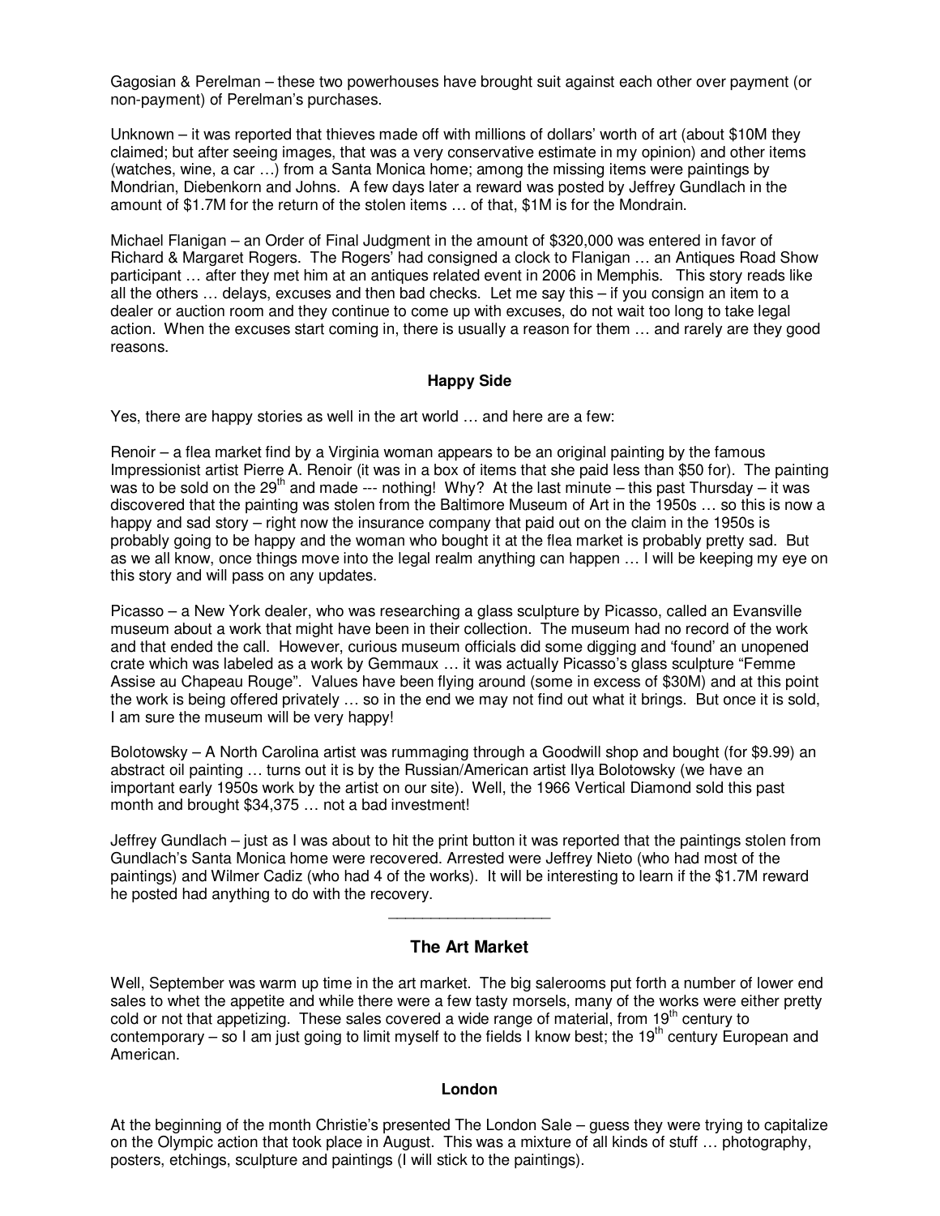Gagosian & Perelman – these two powerhouses have brought suit against each other over payment (or non-payment) of Perelman's purchases.

Unknown – it was reported that thieves made off with millions of dollars' worth of art (about $10M they claimed; but after seeing images, that was a very conservative estimate in my opinion) and other items (watches, wine, a car …) from a Santa Monica home; among the missing items were paintings by Mondrian, Diebenkorn and Johns. A few days later a reward was posted by Jeffrey Gundlach in the amount of $1.7M for the return of the stolen items … of that, $1M is for the Mondrain.

Michael Flanigan – an Order of Final Judgment in the amount of $320,000 was entered in favor of Richard & Margaret Rogers. The Rogers' had consigned a clock to Flanigan … an Antiques Road Show participant … after they met him at an antiques related event in 2006 in Memphis. This story reads like all the others … delays, excuses and then bad checks. Let me say this – if you consign an item to a dealer or auction room and they continue to come up with excuses, do not wait too long to take legal action. When the excuses start coming in, there is usually a reason for them … and rarely are they good reasons.

**Happy Side**

Yes, there are happy stories as well in the art world … and here are a few:

Renoir – a flea market find by a Virginia woman appears to be an original painting by the famous Impressionist artist Pierre A. Renoir (it was in a box of items that she paid less than $50 for). The painting was to be sold on the 29th and made --- nothing! Why? At the last minute – this past Thursday – it was discovered that the painting was stolen from the Baltimore Museum of Art in the 1950s … so this is now a happy and sad story – right now the insurance company that paid out on the claim in the 1950s is probably going to be happy and the woman who bought it at the flea market is probably pretty sad. But as we all know, once things move into the legal realm anything can happen … I will be keeping my eye on this story and will pass on any updates.

Picasso – a New York dealer, who was researching a glass sculpture by Picasso, called an Evansville museum about a work that might have been in their collection. The museum had no record of the work and that ended the call. However, curious museum officials did some digging and 'found' an unopened crate which was labeled as a work by Gemmaux … it was actually Picasso's glass sculpture "Femme Assise au Chapeau Rouge". Values have been flying around (some in excess of $30M) and at this point the work is being offered privately … so in the end we may not find out what it brings. But once it is sold, I am sure the museum will be very happy!

Bolotowsky – A North Carolina artist was rummaging through a Goodwill shop and bought (for $9.99) an abstract oil painting … turns out it is by the Russian/American artist Ilya Bolotowsky (we have an important early 1950s work by the artist on our site). Well, the 1966 Vertical Diamond sold this past month and brought $34,375 … not a bad investment!

Jeffrey Gundlach – just as I was about to hit the print button it was reported that the paintings stolen from Gundlach's Santa Monica home were recovered. Arrested were Jeffrey Nieto (who had most of the paintings) and Wilmer Cadiz (who had 4 of the works). It will be interesting to learn if the $1.7M reward he posted had anything to do with the recovery.

---

## The Art Market

Well, September was warm up time in the art market. The big salerooms put forth a number of lower end sales to whet the appetite and while there were a few tasty morsels, many of the works were either pretty cold or not that appetizing. These sales covered a wide range of material, from 19th century to contemporary – so I am just going to limit myself to the fields I know best; the 19th century European and American.

### London

At the beginning of the month Christie's presented The London Sale – guess they were trying to capitalize on the Olympic action that took place in August. This was a mixture of all kinds of stuff … photography, posters, etchings, sculpture and paintings (I will stick to the paintings).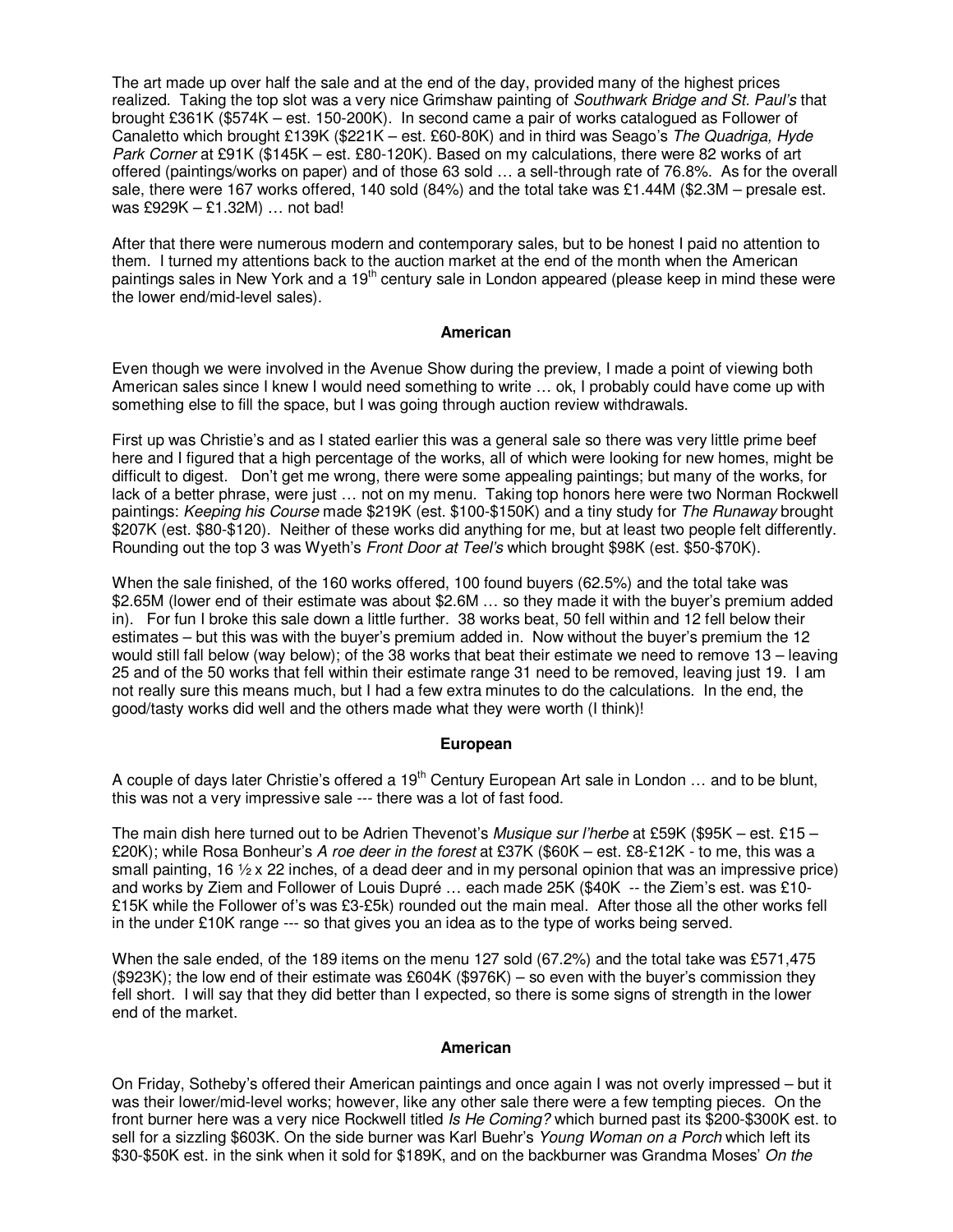The art made up over half the sale and at the end of the day, provided many of the highest prices realized. Taking the top slot was a very nice Grimshaw painting of *Southwark Bridge and St. Paul's* that brought £361K ($574K – est. 150-200K). In second came a pair of works catalogued as Follower of Canaletto which brought £139K ($221K – est. £60-80K) and in third was Seago's *The Quadriga, Hyde Park Corner* at £91K ($145K – est. £80-120K). Based on my calculations, there were 82 works of art offered (paintings/works on paper) and of those 63 sold … a sell-through rate of 76.8%. As for the overall sale, there were 167 works offered, 140 sold (84%) and the total take was £1.44M ($2.3M – presale est. was £929K – £1.32M) … not bad!

After that there were numerous modern and contemporary sales, but to be honest I paid no attention to them. I turned my attentions back to the auction market at the end of the month when the American paintings sales in New York and a 19th century sale in London appeared (please keep in mind these were the lower end/mid-level sales).

**American**

Even though we were involved in the Avenue Show during the preview, I made a point of viewing both American sales since I knew I would need something to write … ok, I probably could have come up with something else to fill the space, but I was going through auction review withdrawals.

First up was Christie's and as I stated earlier this was a general sale so there was very little prime beef here and I figured that a high percentage of the works, all of which were looking for new homes, might be difficult to digest. Don't get me wrong, there were some appealing paintings; but many of the works, for lack of a better phrase, were just … not on my menu. Taking top honors here were two Norman Rockwell paintings: *Keeping his Course* made $219K (est. $100-$150K) and a tiny study for *The Runaway* brought $207K (est. $80-$120). Neither of these works did anything for me, but at least two people felt differently. Rounding out the top 3 was Wyeth's *Front Door at Teel's* which brought $98K (est. $50-$70K).

When the sale finished, of the 160 works offered, 100 found buyers (62.5%) and the total take was $2.65M (lower end of their estimate was about $2.6M … so they made it with the buyer's premium added in). For fun I broke this sale down a little further. 38 works beat, 50 fell within and 12 fell below their estimates – but this was with the buyer's premium added in. Now without the buyer's premium the 12 would still fall below (way below); of the 38 works that beat their estimate we need to remove 13 – leaving 25 and of the 50 works that fell within their estimate range 31 need to be removed, leaving just 19. I am not really sure this means much, but I had a few extra minutes to do the calculations. In the end, the good/tasty works did well and the others made what they were worth (I think)!

**European**

A couple of days later Christie's offered a 19th Century European Art sale in London … and to be blunt, this was not a very impressive sale --- there was a lot of fast food.

The main dish here turned out to be Adrien Thevenot's *Musique sur l'herbe* at £59K ($95K – est. £15 – £20K); while Rosa Bonheur's *A roe deer in the forest* at £37K ($60K – est. £8-£12K - to me, this was a small painting, 16 ½ x 22 inches, of a dead deer and in my personal opinion that was an impressive price) and works by Ziem and Follower of Louis Dupré … each made 25K ($40K -- the Ziem's est. was £10-£15K while the Follower of's was £3-£5k) rounded out the main meal. After those all the other works fell in the under £10K range --- so that gives you an idea as to the type of works being served.

When the sale ended, of the 189 items on the menu 127 sold (67.2%) and the total take was £571,475 ($923K); the low end of their estimate was £604K ($976K) – so even with the buyer's commission they fell short. I will say that they did better than I expected, so there is some signs of strength in the lower end of the market.

**American**

On Friday, Sotheby's offered their American paintings and once again I was not overly impressed – but it was their lower/mid-level works; however, like any other sale there were a few tempting pieces. On the front burner here was a very nice Rockwell titled *Is He Coming?* which burned past its $200-$300K est. to sell for a sizzling $603K. On the side burner was Karl Buehr's *Young Woman on a Porch* which left its $30-$50K est. in the sink when it sold for $189K, and on the backburner was Grandma Moses' *On the*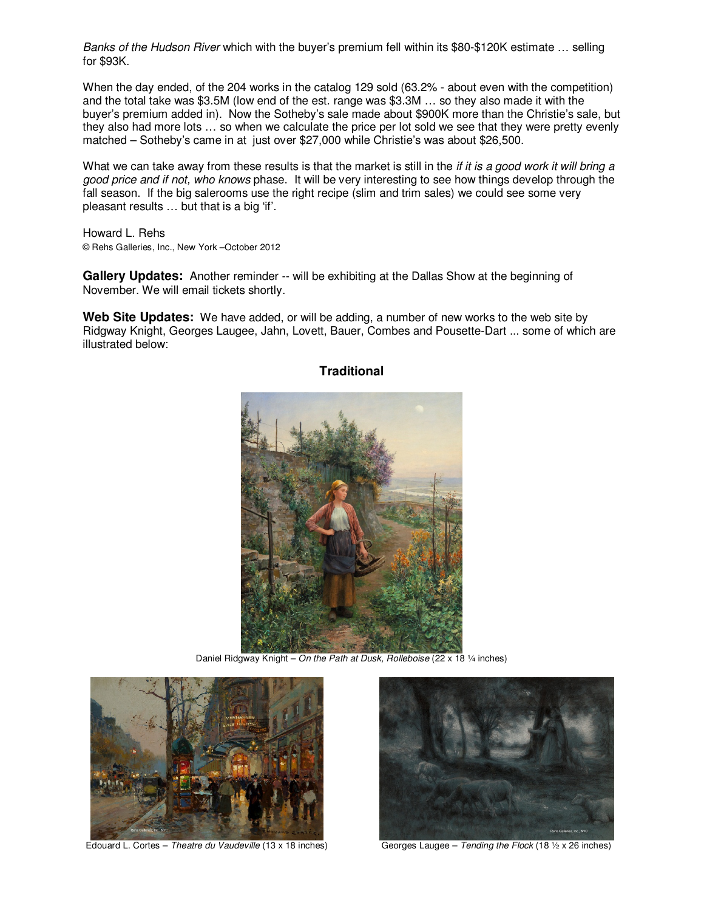*Banks of the Hudson River* which with the buyer's premium fell within its $80-$120K estimate … selling for $93K.

When the day ended, of the 204 works in the catalog 129 sold (63.2% - about even with the competition) and the total take was $3.5M (low end of the est. range was $3.3M … so they also made it with the buyer's premium added in). Now the Sotheby's sale made about $900K more than the Christie's sale, but they also had more lots … so when we calculate the price per lot sold we see that they were pretty evenly matched – Sotheby's came in at just over $27,000 while Christie's was about $26,500.

What we can take away from these results is that the market is still in the *if it is a good work it will bring a good price and if not, who knows* phase. It will be very interesting to see how things develop through the fall season. If the big salerooms use the right recipe (slim and trim sales) we could see some very pleasant results … but that is a big 'if'.

Howard L. Rehs
© Rehs Galleries, Inc., New York –October 2012

**Gallery Updates:** Another reminder -- will be exhibiting at the Dallas Show at the beginning of November. We will email tickets shortly.

**Web Site Updates:** We have added, or will be adding, a number of new works to the web site by Ridgway Knight, Georges Laugee, Jahn, Lovett, Bauer, Combes and Pousette-Dart ... some of which are illustrated below:

**Traditional**

Daniel Ridgway Knight – *On the Path at Dusk, Rolleboise* (22 x 18 ¼ inches)

Edouard L. Cortes – *Theatre du Vaudeville* (13 x 18 inches)

Georges Laugee – *Tending the Flock* (18 ½ x 26 inches)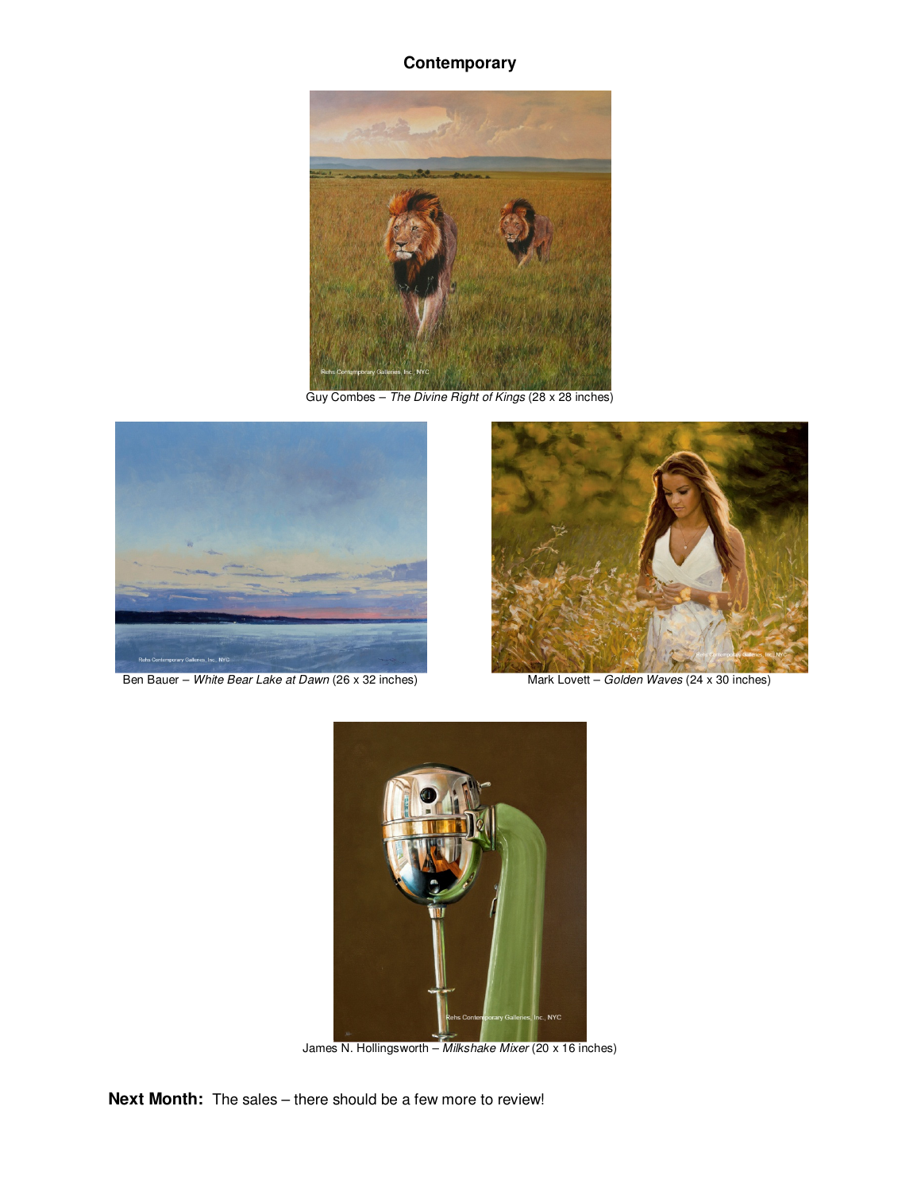## Contemporary

Guy Combes – *The Divine Right of Kings* (28 x 28 inches)

Ben Bauer – *White Bear Lake at Dawn* (26 x 32 inches)

Mark Lovett – *Golden Waves* (24 x 30 inches)

James N. Hollingsworth – *Milkshake Mixer* (20 x 16 inches)

**Next Month:** The sales – there should be a few more to review!